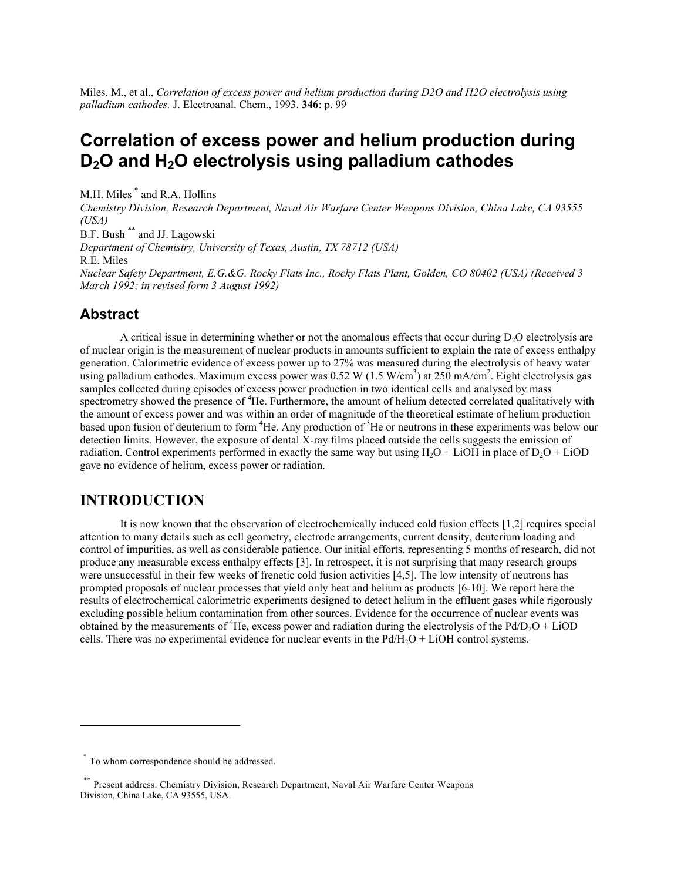Miles, M., et al., *Correlation of excess power and helium production during D2O and H2O electrolysis using palladium cathodes.* J. Electroanal. Chem., 1993. **346**: p. 99

# Correlation of excess power and helium production during $D_2O$ and $H_2O$ electrolysis using palladium cathodes

M.H. Miles * and R.A. Hollins

*Chemistry Division, Research Department, Naval Air Warfare Center Weapons Division, China Lake, CA 93555 (USA)*

B.F. Bush ** and JJ. Lagowski

*Department of Chemistry, University of Texas, Austin, TX 78712 (USA)*

R.E. Miles

*Nuclear Safety Department, E.G.&G. Rocky Flats Inc., Rocky Flats Plant, Golden, CO 80402 (USA) (Received 3 March 1992; in revised form 3 August 1992)*

## Abstract

A critical issue in determining whether or not the anomalous effects that occur during $D_2O$ electrolysis are of nuclear origin is the measurement of nuclear products in amounts sufficient to explain the rate of excess enthalpy generation. Calorimetric evidence of excess power up to 27% was measured during the electrolysis of heavy water using palladium cathodes. Maximum excess power was 0.52 W (1.5 W/cm$^3$) at 250 mA/cm$^2$. Eight electrolysis gas samples collected during episodes of excess power production in two identical cells and analysed by mass spectrometry showed the presence of $^4He$. Furthermore, the amount of helium detected correlated qualitatively with the amount of excess power and was within an order of magnitude of the theoretical estimate of helium production based upon fusion of deuterium to form $^4He$. Any production of $^3He$ or neutrons in these experiments was below our detection limits. However, the exposure of dental X-ray films placed outside the cells suggests the emission of radiation. Control experiments performed in exactly the same way but using $H_2O$ + LiOH in place of $D_2O$ + LiOD gave no evidence of helium, excess power or radiation.

## INTRODUCTION

It is now known that the observation of electrochemically induced cold fusion effects [1,2] requires special attention to many details such as cell geometry, electrode arrangements, current density, deuterium loading and control of impurities, as well as considerable patience. Our initial efforts, representing 5 months of research, did not produce any measurable excess enthalpy effects [3]. In retrospect, it is not surprising that many research groups were unsuccessful in their few weeks of frenetic cold fusion activities [4,5]. The low intensity of neutrons has prompted proposals of nuclear processes that yield only heat and helium as products [6-10]. We report here the results of electrochemical calorimetric experiments designed to detect helium in the effluent gases while rigorously excluding possible helium contamination from other sources. Evidence for the occurrence of nuclear events was obtained by the measurements of $^4He$, excess power and radiation during the electrolysis of the Pd/$D_2O$ + LiOD cells. There was no experimental evidence for nuclear events in the Pd/$H_2O$ + LiOH control systems.

---

* To whom correspondence should be addressed.

** Present address: Chemistry Division, Research Department, Naval Air Warfare Center Weapons Division, China Lake, CA 93555, USA.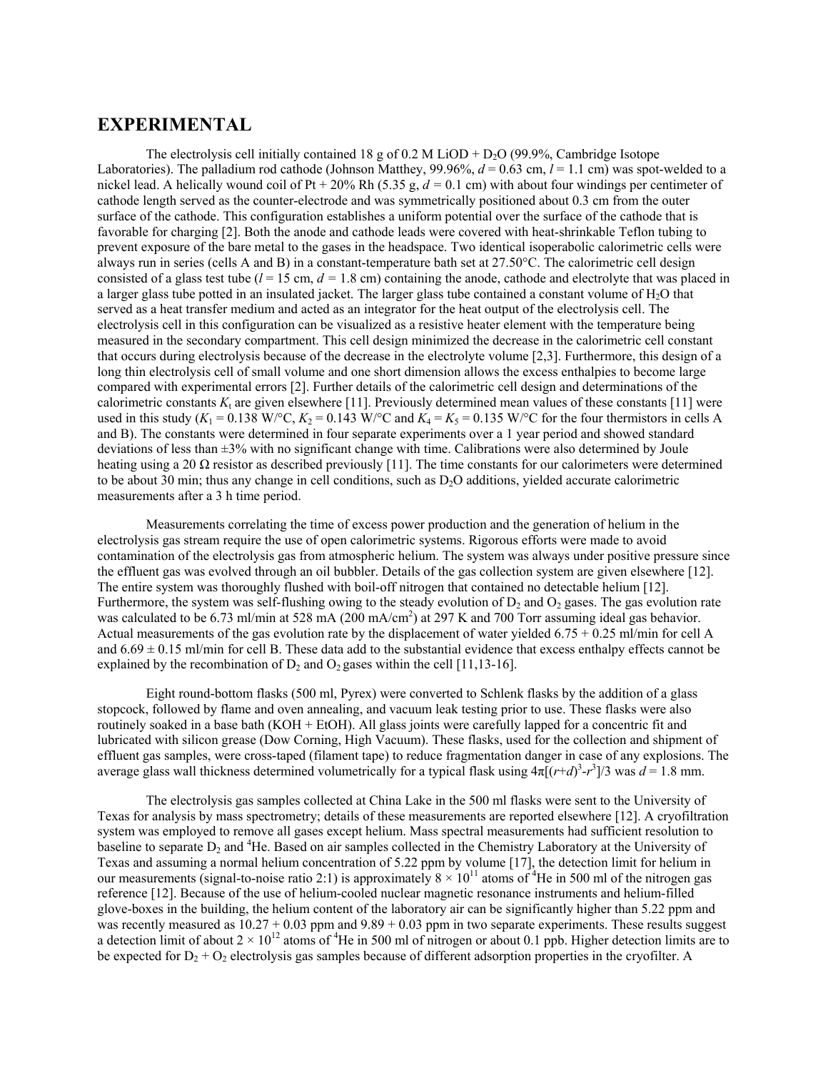## EXPERIMENTAL

The electrolysis cell initially contained 18 g of 0.2 M LiOD + $D_2O$ (99.9%, Cambridge Isotope Laboratories). The palladium rod cathode (Johnson Matthey, 99.96%, $d$ = 0.63 cm, $l$ = 1.1 cm) was spot-welded to a nickel lead. A helically wound coil of Pt + 20% Rh (5.35 g, $d$ = 0.1 cm) with about four windings per centimeter of cathode length served as the counter-electrode and was symmetrically positioned about 0.3 cm from the outer surface of the cathode. This configuration establishes a uniform potential over the surface of the cathode that is favorable for charging [2]. Both the anode and cathode leads were covered with heat-shrinkable Teflon tubing to prevent exposure of the bare metal to the gases in the headspace. Two identical isoperabolic calorimetric cells were always run in series (cells A and B) in a constant-temperature bath set at 27.50°C. The calorimetric cell design consisted of a glass test tube ($l$ = 15 cm, $d$ = 1.8 cm) containing the anode, cathode and electrolyte that was placed in a larger glass tube potted in an insulated jacket. The larger glass tube contained a constant volume of $H_2O$ that served as a heat transfer medium and acted as an integrator for the heat output of the electrolysis cell. The electrolysis cell in this configuration can be visualized as a resistive heater element with the temperature being measured in the secondary compartment. This cell design minimized the decrease in the calorimetric cell constant that occurs during electrolysis because of the decrease in the electrolyte volume [2,3]. Furthermore, this design of a long thin electrolysis cell of small volume and one short dimension allows the excess enthalpies to become large compared with experimental errors [2]. Further details of the calorimetric cell design and determinations of the calorimetric constants $K_t$ are given elsewhere [11]. Previously determined mean values of these constants [11] were used in this study ($K_1$ = 0.138 W/°C, $K_2$ = 0.143 W/°C and $K_4$ = $K_5$ = 0.135 W/°C for the four thermistors in cells A and B). The constants were determined in four separate experiments over a 1 year period and showed standard deviations of less than ±3% with no significant change with time. Calibrations were also determined by Joule heating using a 20 Ω resistor as described previously [11]. The time constants for our calorimeters were determined to be about 30 min; thus any change in cell conditions, such as $D_2O$ additions, yielded accurate calorimetric measurements after a 3 h time period.

Measurements correlating the time of excess power production and the generation of helium in the electrolysis gas stream require the use of open calorimetric systems. Rigorous efforts were made to avoid contamination of the electrolysis gas from atmospheric helium. The system was always under positive pressure since the effluent gas was evolved through an oil bubbler. Details of the gas collection system are given elsewhere [12]. The entire system was thoroughly flushed with boil-off nitrogen that contained no detectable helium [12]. Furthermore, the system was self-flushing owing to the steady evolution of $D_2$ and $O_2$ gases. The gas evolution rate was calculated to be 6.73 ml/min at 528 mA (200 mA/cm$^2$) at 297 K and 700 Torr assuming ideal gas behavior. Actual measurements of the gas evolution rate by the displacement of water yielded 6.75 + 0.25 ml/min for cell A and 6.69 ± 0.15 ml/min for cell B. These data add to the substantial evidence that excess enthalpy effects cannot be explained by the recombination of $D_2$ and $O_2$ gases within the cell [11,13-16].

Eight round-bottom flasks (500 ml, Pyrex) were converted to Schlenk flasks by the addition of a glass stopcock, followed by flame and oven annealing, and vacuum leak testing prior to use. These flasks were also routinely soaked in a base bath (KOH + EtOH). All glass joints were carefully lapped for a concentric fit and lubricated with silicon grease (Dow Corning, High Vacuum). These flasks, used for the collection and shipment of effluent gas samples, were cross-taped (filament tape) to reduce fragmentation danger in case of any explosions. The average glass wall thickness determined volumetrically for a typical flask using $4\pi[(r+d)^3-r^3]/3$ was $d$ = 1.8 mm.

The electrolysis gas samples collected at China Lake in the 500 ml flasks were sent to the University of Texas for analysis by mass spectrometry; details of these measurements are reported elsewhere [12]. A cryofiltration system was employed to remove all gases except helium. Mass spectral measurements had sufficient resolution to baseline to separate $D_2$ and $^4He$. Based on air samples collected in the Chemistry Laboratory at the University of Texas and assuming a normal helium concentration of 5.22 ppm by volume [17], the detection limit for helium in our measurements (signal-to-noise ratio 2:1) is approximately $8 \times 10^{11}$ atoms of $^4He$ in 500 ml of the nitrogen gas reference [12]. Because of the use of helium-cooled nuclear magnetic resonance instruments and helium-filled glove-boxes in the building, the helium content of the laboratory air can be significantly higher than 5.22 ppm and was recently measured as 10.27 + 0.03 ppm and 9.89 + 0.03 ppm in two separate experiments. These results suggest a detection limit of about $2 \times 10^{12}$ atoms of $^4He$ in 500 ml of nitrogen or about 0.1 ppb. Higher detection limits are to be expected for $D_2$ + $O_2$ electrolysis gas samples because of different adsorption properties in the cryofilter. A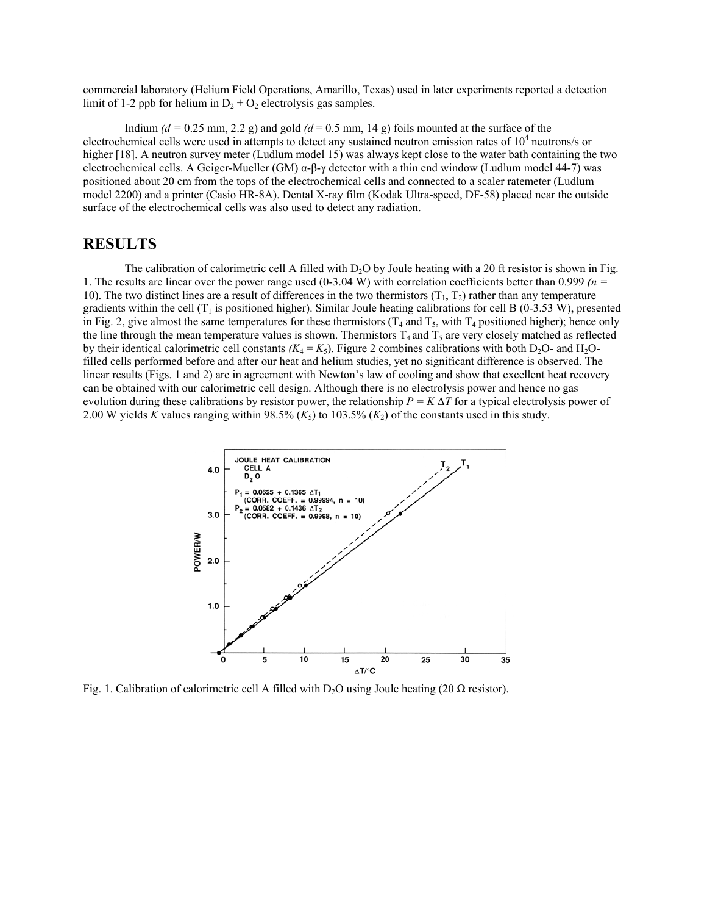commercial laboratory (Helium Field Operations, Amarillo, Texas) used in later experiments reported a detection limit of 1-2 ppb for helium in $D_2 + O_2$ electrolysis gas samples.

Indium ($d$ = 0.25 mm, 2.2 g) and gold ($d$ = 0.5 mm, 14 g) foils mounted at the surface of the electrochemical cells were used in attempts to detect any sustained neutron emission rates of $10^4$ neutrons/s or higher [18]. A neutron survey meter (Ludlum model 15) was always kept close to the water bath containing the two electrochemical cells. A Geiger-Mueller (GM) α-β-γ detector with a thin end window (Ludlum model 44-7) was positioned about 20 cm from the tops of the electrochemical cells and connected to a scaler ratemeter (Ludlum model 2200) and a printer (Casio HR-8A). Dental X-ray film (Kodak Ultra-speed, DF-58) placed near the outside surface of the electrochemical cells was also used to detect any radiation.

## RESULTS

The calibration of calorimetric cell A filled with $D_2O$ by Joule heating with a 20 ft resistor is shown in Fig. 1. The results are linear over the power range used (0-3.04 W) with correlation coefficients better than 0.999 ($n$ = 10). The two distinct lines are a result of differences in the two thermistors ($T_1$, $T_2$) rather than any temperature gradients within the cell ($T_1$ is positioned higher). Similar Joule heating calibrations for cell B (0-3.53 W), presented in Fig. 2, give almost the same temperatures for these thermistors ($T_4$ and $T_5$, with $T_4$ positioned higher); hence only the line through the mean temperature values is shown. Thermistors $T_4$ and $T_5$ are very closely matched as reflected by their identical calorimetric cell constants ($K_4 = K_5$). Figure 2 combines calibrations with both $D_2O$- and $H_2O$-filled cells performed before and after our heat and helium studies, yet no significant difference is observed. The linear results (Figs. 1 and 2) are in agreement with Newton's law of cooling and show that excellent heat recovery can be obtained with our calorimetric cell design. Although there is no electrolysis power and hence no gas evolution during these calibrations by resistor power, the relationship $P = K\,\Delta T$ for a typical electrolysis power of 2.00 W yields $K$ values ranging within 98.5% ($K_5$) to 103.5% ($K_2$) of the constants used in this study.

Fig. 1. Calibration of calorimetric cell A filled with $D_2O$ using Joule heating (20 Ω resistor).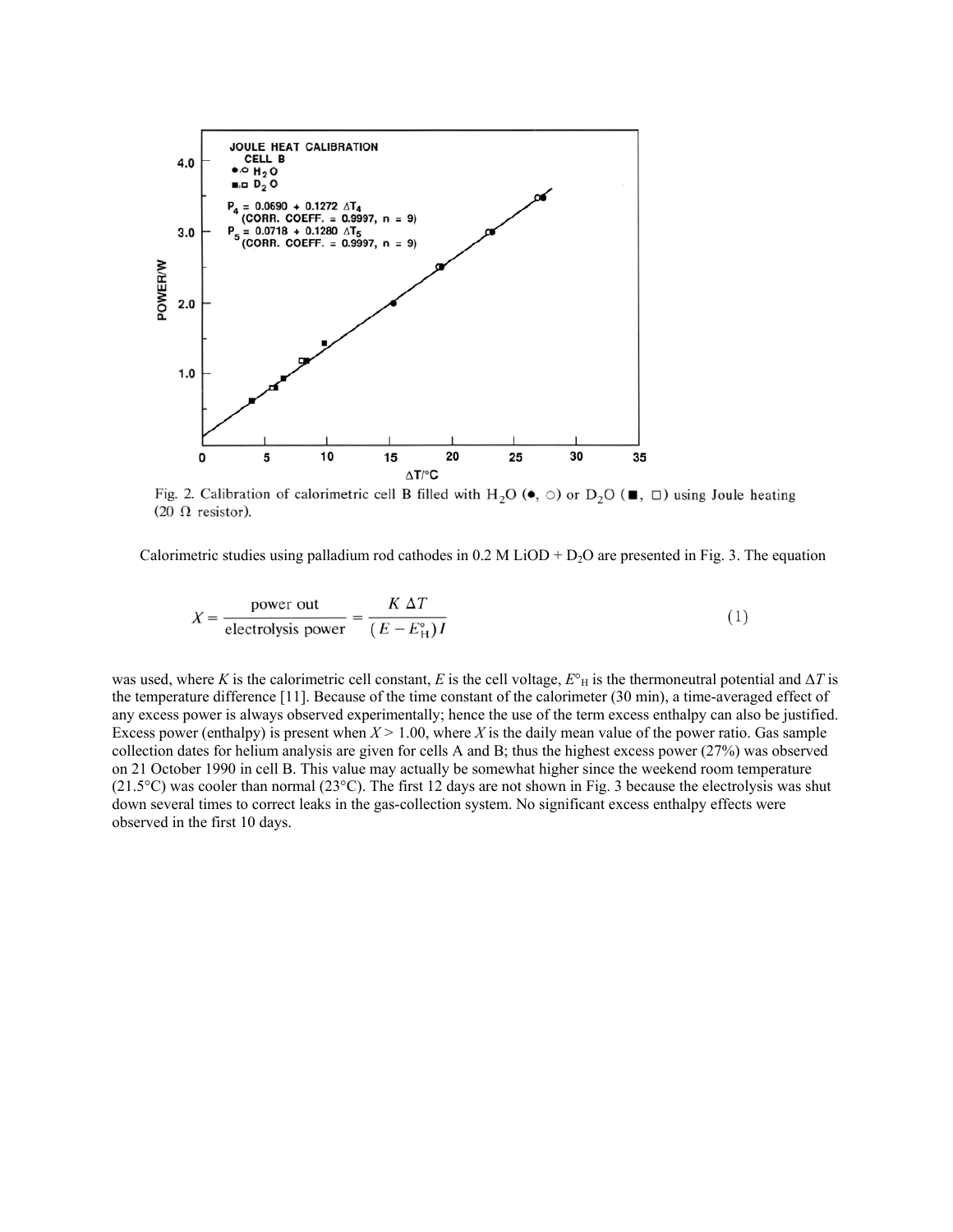Fig. 2. Calibration of calorimetric cell B filled with $H_2O$ (●, ○) or $D_2O$ (■, □) using Joule heating (20 Ω resistor).

Calorimetric studies using palladium rod cathodes in 0.2 M LiOD + $D_2O$ are presented in Fig. 3. The equation

$$X = \frac{\text{power out}}{\text{electrolysis power}} = \frac{K\,\Delta T}{(E - E^{\circ}_{H})I} \tag{1}$$

was used, where $K$ is the calorimetric cell constant, $E$ is the cell voltage, $E^{\circ}_{H}$ is the thermoneutral potential and $\Delta T$ is the temperature difference [11]. Because of the time constant of the calorimeter (30 min), a time-averaged effect of any excess power is always observed experimentally; hence the use of the term excess enthalpy can also be justified. Excess power (enthalpy) is present when $X > 1.00$, where $X$ is the daily mean value of the power ratio. Gas sample collection dates for helium analysis are given for cells A and B; thus the highest excess power (27%) was observed on 21 October 1990 in cell B. This value may actually be somewhat higher since the weekend room temperature (21.5°C) was cooler than normal (23°C). The first 12 days are not shown in Fig. 3 because the electrolysis was shut down several times to correct leaks in the gas-collection system. No significant excess enthalpy effects were observed in the first 10 days.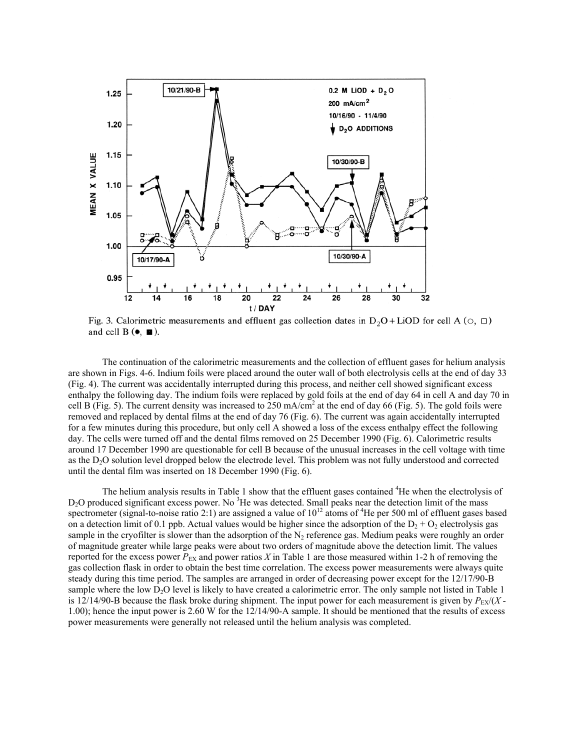Fig. 3. Calorimetric measurements and effluent gas collection dates in $D_2O + LiOD$ for cell A (○, □) and cell B (●, ■).

The continuation of the calorimetric measurements and the collection of effluent gases for helium analysis are shown in Figs. 4-6. Indium foils were placed around the outer wall of both electrolysis cells at the end of day 33 (Fig. 4). The current was accidentally interrupted during this process, and neither cell showed significant excess enthalpy the following day. The indium foils were replaced by gold foils at the end of day 64 in cell A and day 70 in cell B (Fig. 5). The current density was increased to 250 $mA/cm^2$ at the end of day 66 (Fig. 5). The gold foils were removed and replaced by dental films at the end of day 76 (Fig. 6). The current was again accidentally interrupted for a few minutes during this procedure, but only cell A showed a loss of the excess enthalpy effect the following day. The cells were turned off and the dental films removed on 25 December 1990 (Fig. 6). Calorimetric results around 17 December 1990 are questionable for cell B because of the unusual increases in the cell voltage with time as the $D_2O$ solution level dropped below the electrode level. This problem was not fully understood and corrected until the dental film was inserted on 18 December 1990 (Fig. 6).

The helium analysis results in Table 1 show that the effluent gases contained $^4He$ when the electrolysis of $D_2O$ produced significant excess power. No $^3He$ was detected. Small peaks near the detection limit of the mass spectrometer (signal-to-noise ratio 2:1) are assigned a value of $10^{12}$ atoms of $^4He$ per 500 ml of effluent gases based on a detection limit of 0.1 ppb. Actual values would be higher since the adsorption of the $D_2 + O_2$ electrolysis gas sample in the cryofilter is slower than the adsorption of the $N_2$ reference gas. Medium peaks were roughly an order of magnitude greater while large peaks were about two orders of magnitude above the detection limit. The values reported for the excess power $P_{EX}$ and power ratios $X$ in Table 1 are those measured within 1-2 h of removing the gas collection flask in order to obtain the best time correlation. The excess power measurements were always quite steady during this time period. The samples are arranged in order of decreasing power except for the 12/17/90-B sample where the low $D_2O$ level is likely to have created a calorimetric error. The only sample not listed in Table 1 is 12/14/90-B because the flask broke during shipment. The input power for each measurement is given by $P_{EX}/(X - 1.00)$; hence the input power is 2.60 W for the 12/14/90-A sample. It should be mentioned that the results of excess power measurements were generally not released until the helium analysis was completed.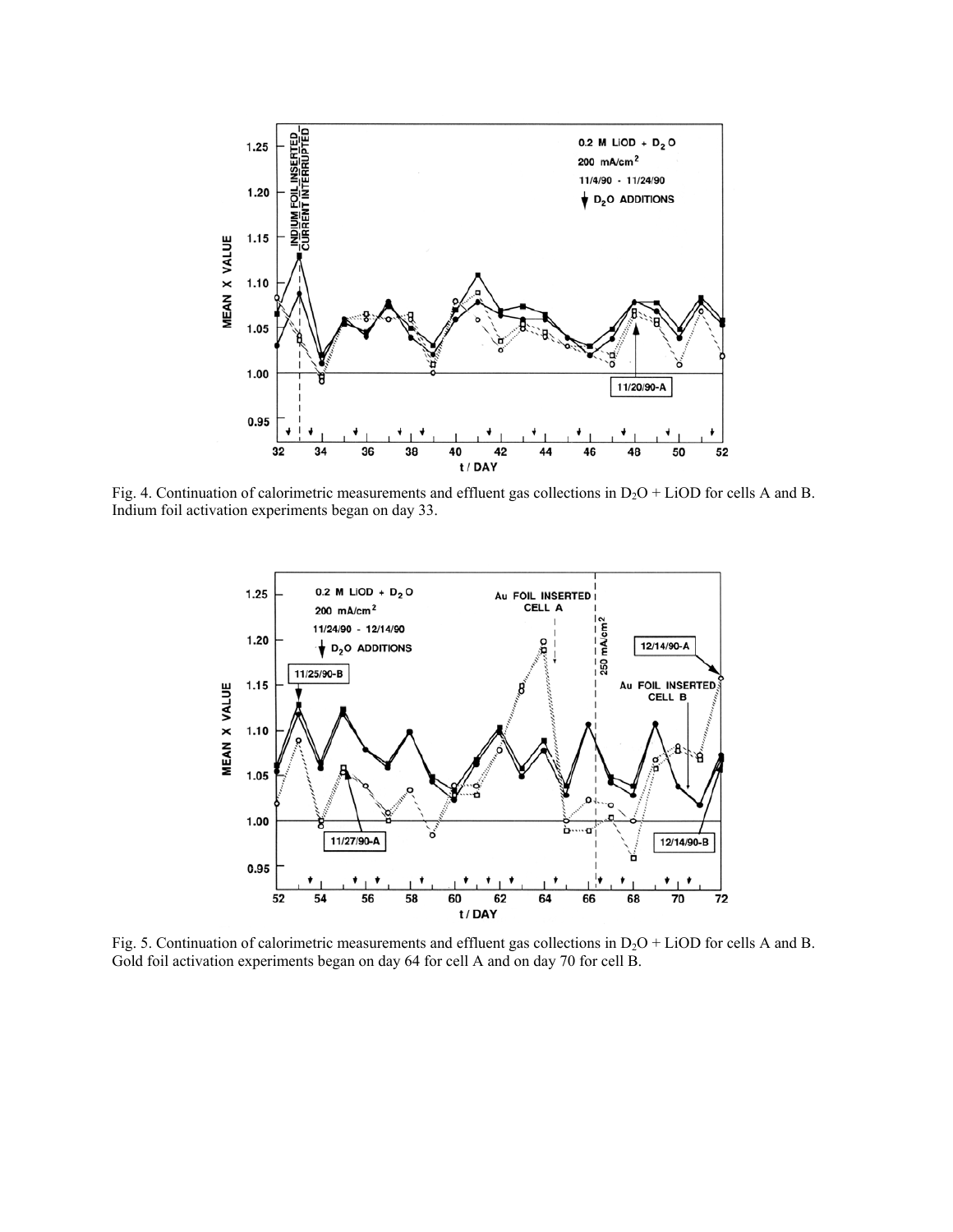Fig. 4. Continuation of calorimetric measurements and effluent gas collections in $D_2O$ + LiOD for cells A and B. Indium foil activation experiments began on day 33.

Fig. 5. Continuation of calorimetric measurements and effluent gas collections in $D_2O$ + LiOD for cells A and B. Gold foil activation experiments began on day 64 for cell A and on day 70 for cell B.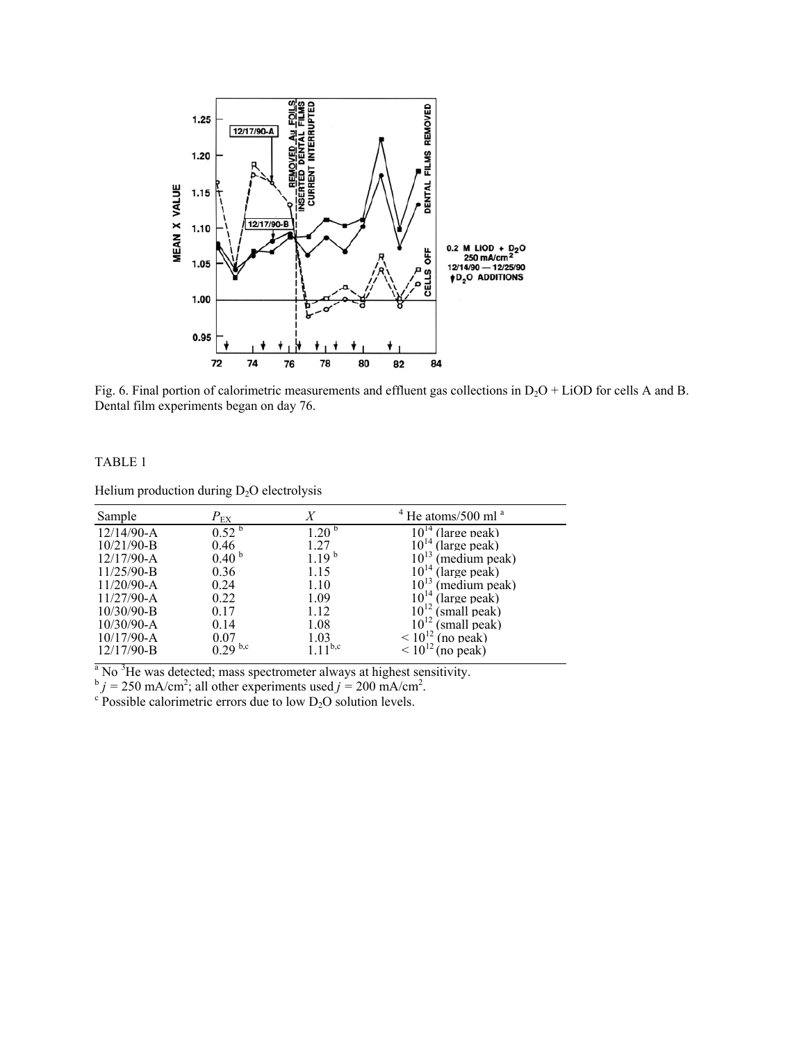Fig. 6. Final portion of calorimetric measurements and effluent gas collections in $D_2O$ + LiOD for cells A and B. Dental film experiments began on day 76.

TABLE 1

Helium production during $D_2O$ electrolysis

| Sample | $P_{EX}$ | $X$ | $^4$He atoms/500 ml [a] |
|---|---|---|---|
| 12/14/90-A | 0.52 [b] | 1.20 [b] | $10^{14}$ (large peak) |
| 10/21/90-B | 0.46 | 1.27 | $10^{14}$ (large peak) |
| 12/17/90-A | 0.40 [b] | 1.19 [b] | $10^{13}$ (medium peak) |
| 11/25/90-B | 0.36 | 1.15 | $10^{14}$ (large peak) |
| 11/20/90-A | 0.24 | 1.10 | $10^{13}$ (medium peak) |
| 11/27/90-A | 0.22 | 1.09 | $10^{14}$ (large peak) |
| 10/30/90-B | 0.17 | 1.12 | $10^{12}$ (small peak) |
| 10/30/90-A | 0.14 | 1.08 | $10^{12}$ (small peak) |
| 10/17/90-A | 0.07 | 1.03 | $< 10^{12}$ (no peak) |
| 12/17/90-B | 0.29 [b,c] | 1.11 [b,c] | $< 10^{12}$ (no peak) |

[a] No $^3$He was detected; mass spectrometer always at highest sensitivity.
[b] $j = 250$ mA/cm$^2$; all other experiments used $j = 200$ mA/cm$^2$.
[c] Possible calorimetric errors due to low $D_2O$ solution levels.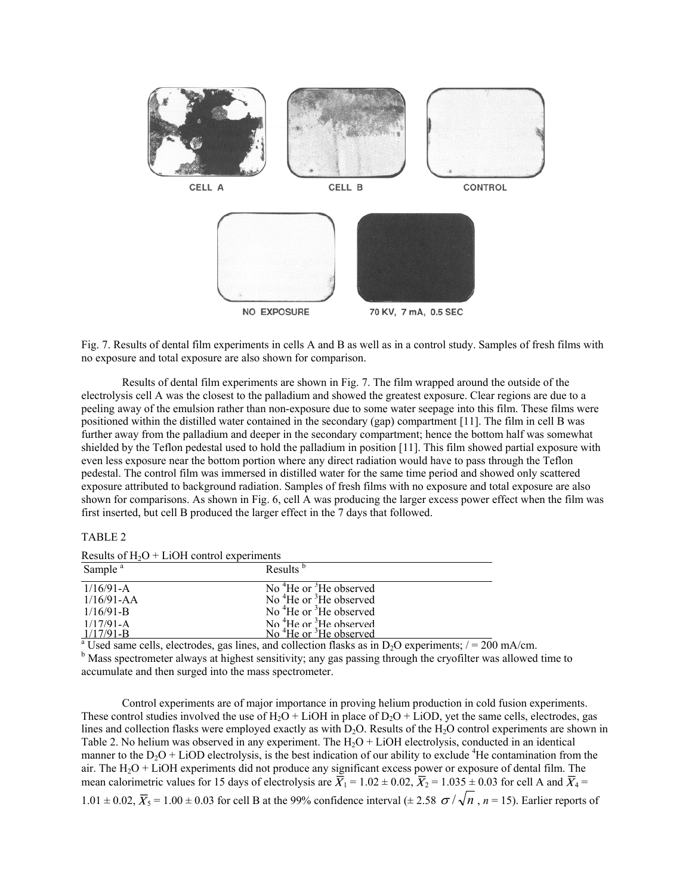Fig. 7. Results of dental film experiments in cells A and B as well as in a control study. Samples of fresh films with no exposure and total exposure are also shown for comparison.

Results of dental film experiments are shown in Fig. 7. The film wrapped around the outside of the electrolysis cell A was the closest to the palladium and showed the greatest exposure. Clear regions are due to a peeling away of the emulsion rather than non-exposure due to some water seepage into this film. These films were positioned within the distilled water contained in the secondary (gap) compartment [11]. The film in cell B was further away from the palladium and deeper in the secondary compartment; hence the bottom half was somewhat shielded by the Teflon pedestal used to hold the palladium in position [11]. This film showed partial exposure with even less exposure near the bottom portion where any direct radiation would have to pass through the Teflon pedestal. The control film was immersed in distilled water for the same time period and showed only scattered exposure attributed to background radiation. Samples of fresh films with no exposure and total exposure are also shown for comparisons. As shown in Fig. 6, cell A was producing the larger excess power effect when the film was first inserted, but cell B produced the larger effect in the 7 days that followed.

TABLE 2

Results of $H_2O$ + LiOH control experiments

| Sample [a] | Results [b] |
|---|---|
| 1/16/91-A | No $^4$He or $^3$He observed |
| 1/16/91-AA | No $^4$He or $^3$He observed |
| 1/16/91-B | No $^4$He or $^3$He observed |
| 1/17/91-A | No $^4$He or $^3$He observed |
| 1/17/91-B | No $^4$He or $^3$He observed |

[a] Used same cells, electrodes, gas lines, and collection flasks as in $D_2O$ experiments; $I$ = 200 mA/cm.

[b] Mass spectrometer always at highest sensitivity; any gas passing through the cryofilter was allowed time to accumulate and then surged into the mass spectrometer.

Control experiments are of major importance in proving helium production in cold fusion experiments. These control studies involved the use of $H_2O$ + LiOH in place of $D_2O$ + LiOD, yet the same cells, electrodes, gas lines and collection flasks were employed exactly as with $D_2O$. Results of the $H_2O$ control experiments are shown in Table 2. No helium was observed in any experiment. The $H_2O$ + LiOH electrolysis, conducted in an identical manner to the $D_2O$ + LiOD electrolysis, is the best indication of our ability to exclude $^4$He contamination from the air. The $H_2O$ + LiOH experiments did not produce any significant excess power or exposure of dental film. The mean calorimetric values for 15 days of electrolysis are $\overline{X}_1 = 1.02 \pm 0.02$, $\overline{X}_2 = 1.035 \pm 0.03$ for cell A and $\overline{X}_4 = 1.01 \pm 0.02$, $\overline{X}_5 = 1.00 \pm 0.03$ for cell B at the 99% confidence interval ($\pm 2.58\ \sigma/\sqrt{n}$, $n = 15$). Earlier reports of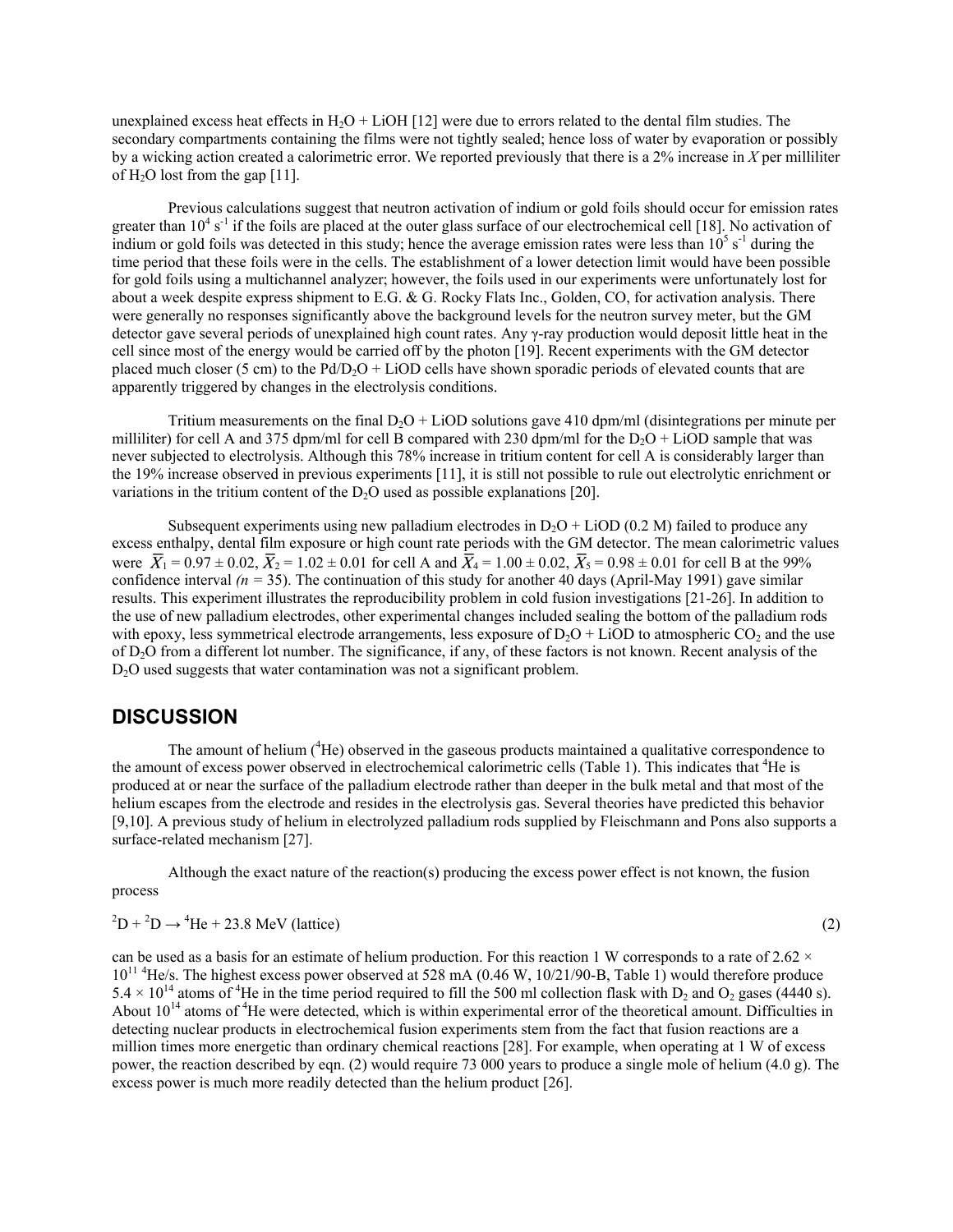unexplained excess heat effects in $H_2O$ + LiOH [12] were due to errors related to the dental film studies. The secondary compartments containing the films were not tightly sealed; hence loss of water by evaporation or possibly by a wicking action created a calorimetric error. We reported previously that there is a 2% increase in $X$ per milliliter of $H_2O$ lost from the gap [11].

Previous calculations suggest that neutron activation of indium or gold foils should occur for emission rates greater than $10^4$ $s^{-1}$ if the foils are placed at the outer glass surface of our electrochemical cell [18]. No activation of indium or gold foils was detected in this study; hence the average emission rates were less than $10^5$ $s^{-1}$ during the time period that these foils were in the cells. The establishment of a lower detection limit would have been possible for gold foils using a multichannel analyzer; however, the foils used in our experiments were unfortunately lost for about a week despite express shipment to E.G. & G. Rocky Flats Inc., Golden, CO, for activation analysis. There were generally no responses significantly above the background levels for the neutron survey meter, but the GM detector gave several periods of unexplained high count rates. Any γ-ray production would deposit little heat in the cell since most of the energy would be carried off by the photon [19]. Recent experiments with the GM detector placed much closer (5 cm) to the Pd/$D_2O$ + LiOD cells have shown sporadic periods of elevated counts that are apparently triggered by changes in the electrolysis conditions.

Tritium measurements on the final $D_2O$ + LiOD solutions gave 410 dpm/ml (disintegrations per minute per milliliter) for cell A and 375 dpm/ml for cell B compared with 230 dpm/ml for the $D_2O$ + LiOD sample that was never subjected to electrolysis. Although this 78% increase in tritium content for cell A is considerably larger than the 19% increase observed in previous experiments [11], it is still not possible to rule out electrolytic enrichment or variations in the tritium content of the $D_2O$ used as possible explanations [20].

Subsequent experiments using new palladium electrodes in $D_2O$ + LiOD (0.2 M) failed to produce any excess enthalpy, dental film exposure or high count rate periods with the GM detector. The mean calorimetric values were $\overline{X}_1 = 0.97 \pm 0.02$, $\overline{X}_2 = 1.02 \pm 0.01$ for cell A and $\overline{X}_4 = 1.00 \pm 0.02$, $\overline{X}_5 = 0.98 \pm 0.01$ for cell B at the 99% confidence interval *(n* = 35). The continuation of this study for another 40 days (April-May 1991) gave similar results. This experiment illustrates the reproducibility problem in cold fusion investigations [21-26]. In addition to the use of new palladium electrodes, other experimental changes included sealing the bottom of the palladium rods with epoxy, less symmetrical electrode arrangements, less exposure of $D_2O$ + LiOD to atmospheric $CO_2$ and the use of $D_2O$ from a different lot number. The significance, if any, of these factors is not known. Recent analysis of the $D_2O$ used suggests that water contamination was not a significant problem.

## DISCUSSION

The amount of helium ($^4He$) observed in the gaseous products maintained a qualitative correspondence to the amount of excess power observed in electrochemical calorimetric cells (Table 1). This indicates that $^4He$ is produced at or near the surface of the palladium electrode rather than deeper in the bulk metal and that most of the helium escapes from the electrode and resides in the electrolysis gas. Several theories have predicted this behavior [9,10]. A previous study of helium in electrolyzed palladium rods supplied by Fleischmann and Pons also supports a surface-related mechanism [27].

Although the exact nature of the reaction(s) producing the excess power effect is not known, the fusion process

$$^2D + ^2D \rightarrow ^4He + 23.8 \text{ MeV (lattice)} \qquad (2)$$

can be used as a basis for an estimate of helium production. For this reaction 1 W corresponds to a rate of $2.62 \times 10^{11}$ $^4He/s$. The highest excess power observed at 528 mA (0.46 W, 10/21/90-B, Table 1) would therefore produce $5.4 \times 10^{14}$ atoms of $^4He$ in the time period required to fill the 500 ml collection flask with $D_2$ and $O_2$ gases (4440 s). About $10^{14}$ atoms of $^4He$ were detected, which is within experimental error of the theoretical amount. Difficulties in detecting nuclear products in electrochemical fusion experiments stem from the fact that fusion reactions are a million times more energetic than ordinary chemical reactions [28]. For example, when operating at 1 W of excess power, the reaction described by eqn. (2) would require 73 000 years to produce a single mole of helium (4.0 g). The excess power is much more readily detected than the helium product [26].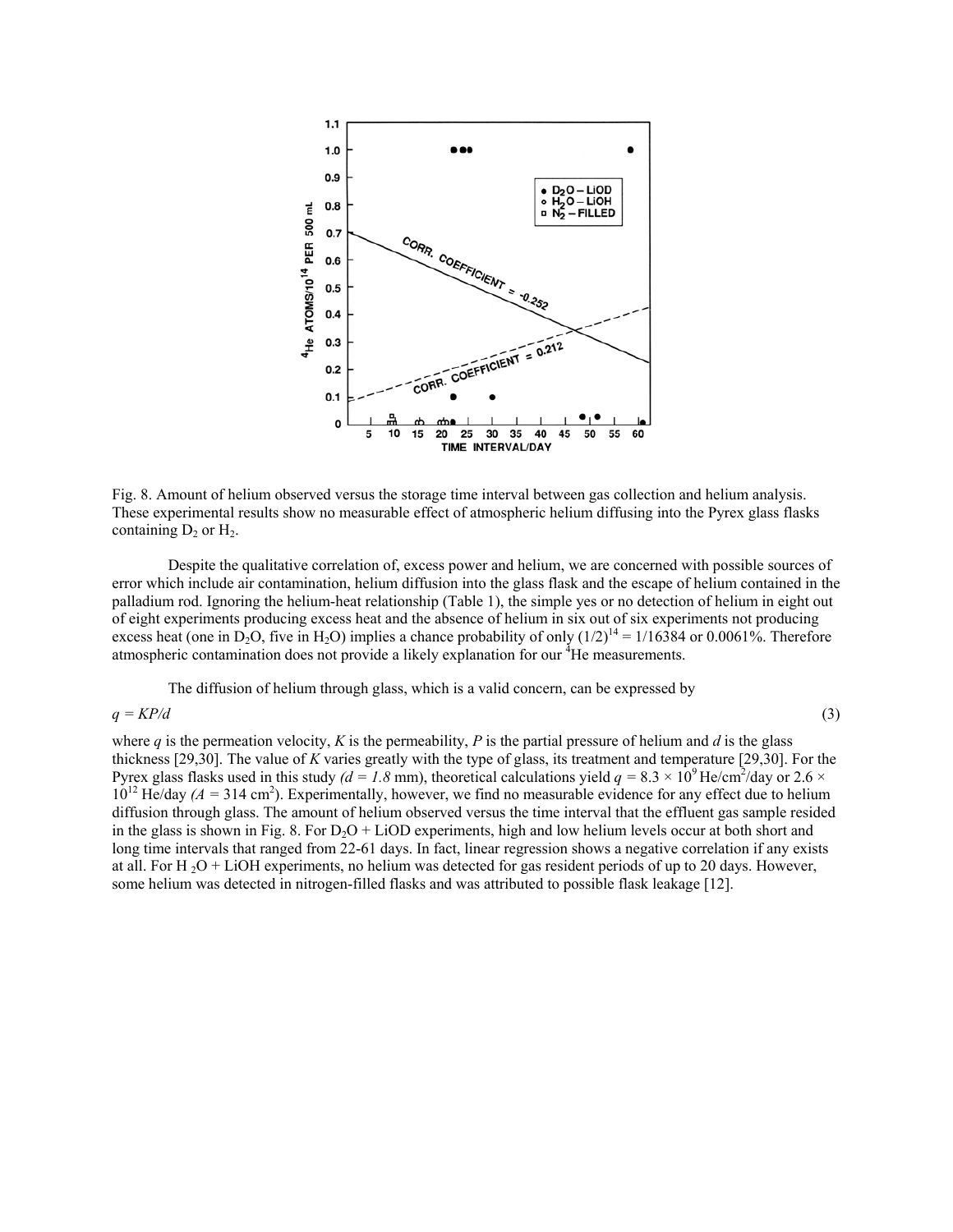Fig. 8. Amount of helium observed versus the storage time interval between gas collection and helium analysis. These experimental results show no measurable effect of atmospheric helium diffusing into the Pyrex glass flasks containing $D_2$ or $H_2$.

Despite the qualitative correlation of, excess power and helium, we are concerned with possible sources of error which include air contamination, helium diffusion into the glass flask and the escape of helium contained in the palladium rod. Ignoring the helium-heat relationship (Table 1), the simple yes or no detection of helium in eight out of eight experiments producing excess heat and the absence of helium in six out of six experiments not producing excess heat (one in $D_2O$, five in $H_2O$) implies a chance probability of only $(1/2)^{14} = 1/16384$ or 0.0061%. Therefore atmospheric contamination does not provide a likely explanation for our $^4$He measurements.

The diffusion of helium through glass, which is a valid concern, can be expressed by

$$q = KP/d \tag{3}$$

where $q$ is the permeation velocity, $K$ is the permeability, $P$ is the partial pressure of helium and $d$ is the glass thickness [29,30]. The value of $K$ varies greatly with the type of glass, its treatment and temperature [29,30]. For the Pyrex glass flasks used in this study ($d = 1.8$ mm), theoretical calculations yield $q = 8.3 \times 10^9$ He/cm$^2$/day or $2.6 \times 10^{12}$ He/day ($A = 314$ cm$^2$). Experimentally, however, we find no measurable evidence for any effect due to helium diffusion through glass. The amount of helium observed versus the time interval that the effluent gas sample resided in the glass is shown in Fig. 8. For $D_2O$ + LiOD experiments, high and low helium levels occur at both short and long time intervals that ranged from 22-61 days. In fact, linear regression shows a negative correlation if any exists at all. For $H_2O$ + LiOH experiments, no helium was detected for gas resident periods of up to 20 days. However, some helium was detected in nitrogen-filled flasks and was attributed to possible flask leakage [12].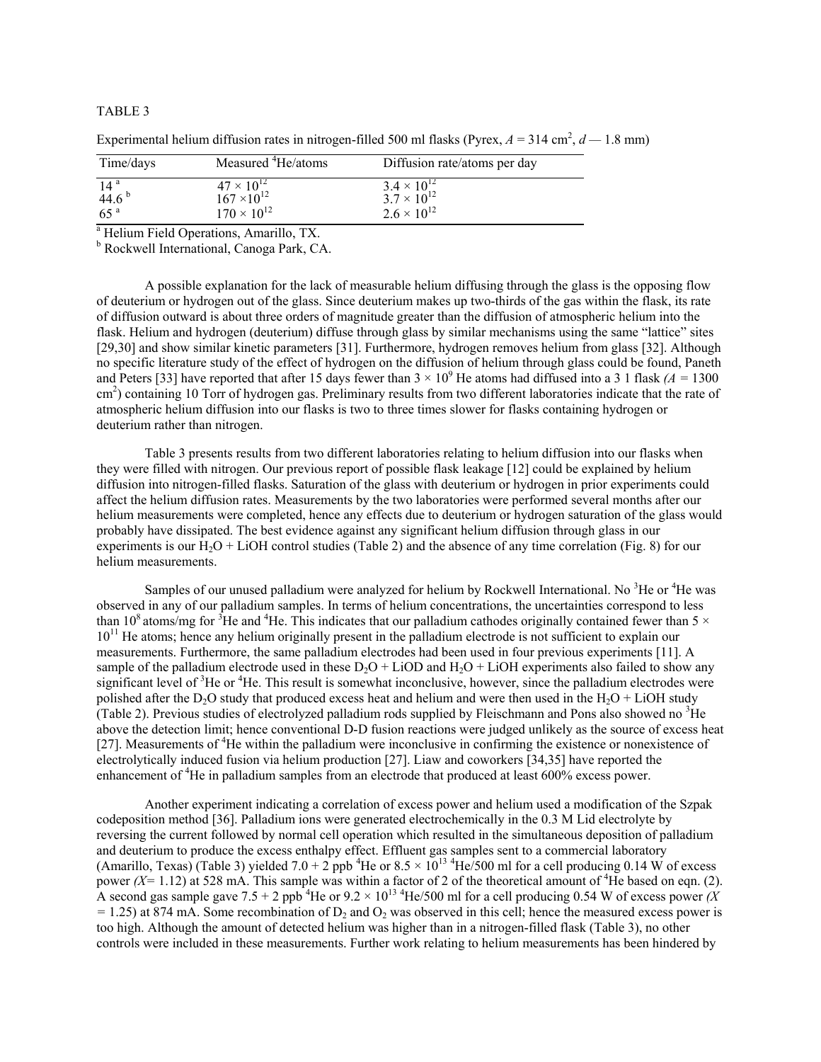TABLE 3

Experimental helium diffusion rates in nitrogen-filled 500 ml flasks (Pyrex, $A = 314$ cm$^2$, $d$ — 1.8 mm)

| Time/days | Measured $^4$He/atoms | Diffusion rate/atoms per day |
|---|---|---|
| 14 [a] | $47 \times 10^{12}$ | $3.4 \times 10^{12}$ |
| 44.6 [b] | $167 \times 10^{12}$ | $3.7 \times 10^{12}$ |
| 65 [a] | $170 \times 10^{12}$ | $2.6 \times 10^{12}$ |

[a] Helium Field Operations, Amarillo, TX.

[b] Rockwell International, Canoga Park, CA.

A possible explanation for the lack of measurable helium diffusing through the glass is the opposing flow of deuterium or hydrogen out of the glass. Since deuterium makes up two-thirds of the gas within the flask, its rate of diffusion outward is about three orders of magnitude greater than the diffusion of atmospheric helium into the flask. Helium and hydrogen (deuterium) diffuse through glass by similar mechanisms using the same "lattice" sites [29,30] and show similar kinetic parameters [31]. Furthermore, hydrogen removes helium from glass [32]. Although no specific literature study of the effect of hydrogen on the diffusion of helium through glass could be found, Paneth and Peters [33] have reported that after 15 days fewer than $3 \times 10^9$ He atoms had diffused into a 3 1 flask ($A = 1300$ cm$^2$) containing 10 Torr of hydrogen gas. Preliminary results from two different laboratories indicate that the rate of atmospheric helium diffusion into our flasks is two to three times slower for flasks containing hydrogen or deuterium rather than nitrogen.

Table 3 presents results from two different laboratories relating to helium diffusion into our flasks when they were filled with nitrogen. Our previous report of possible flask leakage [12] could be explained by helium diffusion into nitrogen-filled flasks. Saturation of the glass with deuterium or hydrogen in prior experiments could affect the helium diffusion rates. Measurements by the two laboratories were performed several months after our helium measurements were completed, hence any effects due to deuterium or hydrogen saturation of the glass would probably have dissipated. The best evidence against any significant helium diffusion through glass in our experiments is our $H_2O$ + LiOH control studies (Table 2) and the absence of any time correlation (Fig. 8) for our helium measurements.

Samples of our unused palladium were analyzed for helium by Rockwell International. No $^3$He or $^4$He was observed in any of our palladium samples. In terms of helium concentrations, the uncertainties correspond to less than $10^8$ atoms/mg for $^3$He and $^4$He. This indicates that our palladium cathodes originally contained fewer than $5 \times 10^{11}$ He atoms; hence any helium originally present in the palladium electrode is not sufficient to explain our measurements. Furthermore, the same palladium electrodes had been used in four previous experiments [11]. A sample of the palladium electrode used in these $D_2O$ + LiOD and $H_2O$ + LiOH experiments also failed to show any significant level of $^3$He or $^4$He. This result is somewhat inconclusive, however, since the palladium electrodes were polished after the $D_2O$ study that produced excess heat and helium and were then used in the $H_2O$ + LiOH study (Table 2). Previous studies of electrolyzed palladium rods supplied by Fleischmann and Pons also showed no $^3$He above the detection limit; hence conventional D-D fusion reactions were judged unlikely as the source of excess heat [27]. Measurements of $^4$He within the palladium were inconclusive in confirming the existence or nonexistence of electrolytically induced fusion via helium production [27]. Liaw and coworkers [34,35] have reported the enhancement of $^4$He in palladium samples from an electrode that produced at least 600% excess power.

Another experiment indicating a correlation of excess power and helium used a modification of the Szpak codeposition method [36]. Palladium ions were generated electrochemically in the 0.3 M Lid electrolyte by reversing the current followed by normal cell operation which resulted in the simultaneous deposition of palladium and deuterium to produce the excess enthalpy effect. Effluent gas samples sent to a commercial laboratory (Amarillo, Texas) (Table 3) yielded 7.0 + 2 ppb $^4$He or $8.5 \times 10^{13}$ $^4$He/500 ml for a cell producing 0.14 W of excess power ($X$= 1.12) at 528 mA. This sample was within a factor of 2 of the theoretical amount of $^4$He based on eqn. (2). A second gas sample gave 7.5 + 2 ppb $^4$He or $9.2 \times 10^{13}$ $^4$He/500 ml for a cell producing 0.54 W of excess power ($X$ = 1.25) at 874 mA. Some recombination of $D_2$ and $O_2$ was observed in this cell; hence the measured excess power is too high. Although the amount of detected helium was higher than in a nitrogen-filled flask (Table 3), no other controls were included in these measurements. Further work relating to helium measurements has been hindered by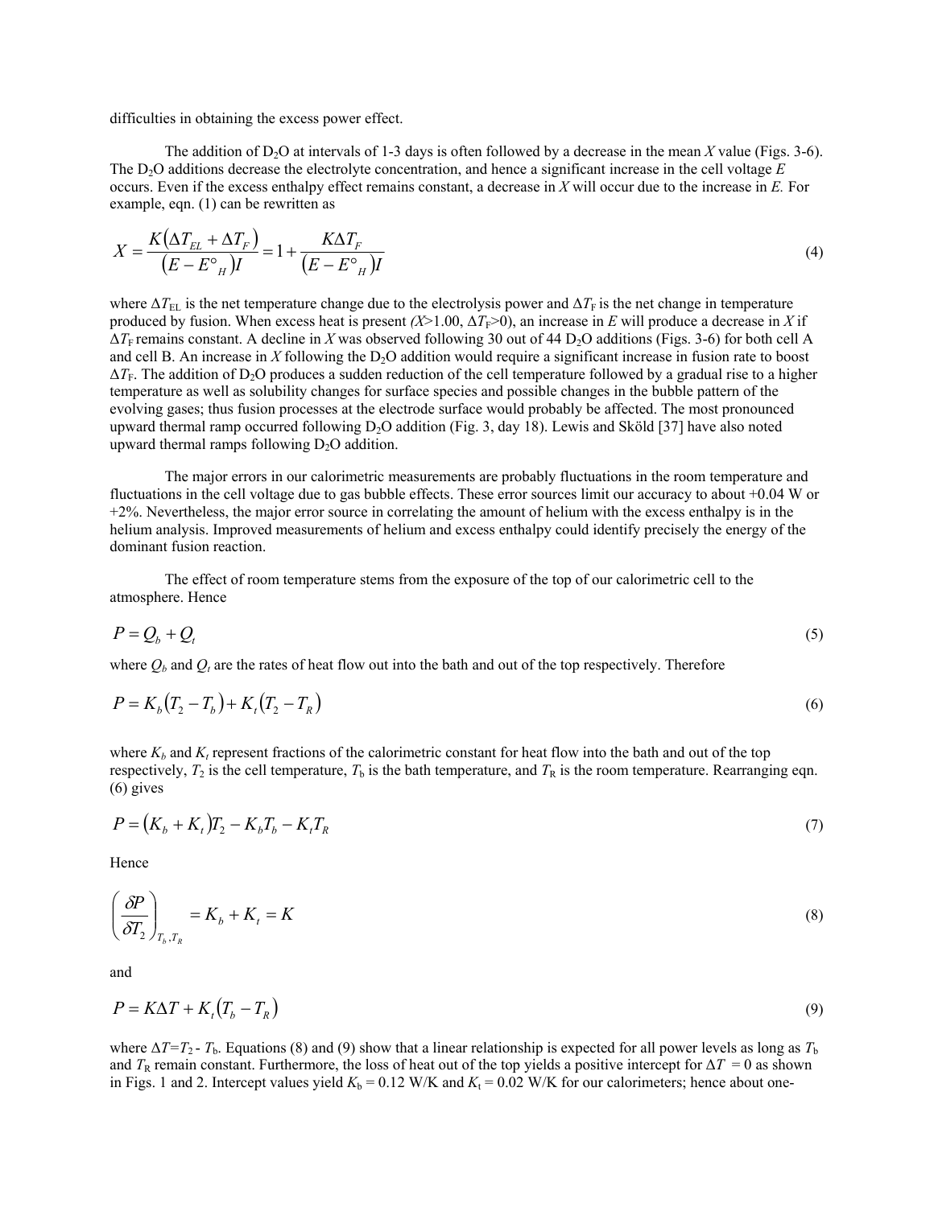difficulties in obtaining the excess power effect.

The addition of $D_2O$ at intervals of 1-3 days is often followed by a decrease in the mean $X$ value (Figs. 3-6). The $D_2O$ additions decrease the electrolyte concentration, and hence a significant increase in the cell voltage $E$ occurs. Even if the excess enthalpy effect remains constant, a decrease in $X$ will occur due to the increase in $E$. For example, eqn. (1) can be rewritten as

$$X = \frac{K\left(\Delta T_{EL} + \Delta T_F\right)}{\left(E - E^{\circ}{}_{H}\right)I} = 1 + \frac{K\Delta T_F}{\left(E - E^{\circ}{}_{H}\right)I} \tag{4}$$

where $\Delta T_{EL}$ is the net temperature change due to the electrolysis power and $\Delta T_F$ is the net change in temperature produced by fusion. When excess heat is present ($X$>1.00, $\Delta T_F$>0), an increase in $E$ will produce a decrease in $X$ if $\Delta T_F$ remains constant. A decline in $X$ was observed following 30 out of 44 $D_2O$ additions (Figs. 3-6) for both cell A and cell B. An increase in $X$ following the $D_2O$ addition would require a significant increase in fusion rate to boost $\Delta T_F$. The addition of $D_2O$ produces a sudden reduction of the cell temperature followed by a gradual rise to a higher temperature as well as solubility changes for surface species and possible changes in the bubble pattern of the evolving gases; thus fusion processes at the electrode surface would probably be affected. The most pronounced upward thermal ramp occurred following $D_2O$ addition (Fig. 3, day 18). Lewis and Sköld [37] have also noted upward thermal ramps following $D_2O$ addition.

The major errors in our calorimetric measurements are probably fluctuations in the room temperature and fluctuations in the cell voltage due to gas bubble effects. These error sources limit our accuracy to about +0.04 W or +2%. Nevertheless, the major error source in correlating the amount of helium with the excess enthalpy is in the helium analysis. Improved measurements of helium and excess enthalpy could identify precisely the energy of the dominant fusion reaction.

The effect of room temperature stems from the exposure of the top of our calorimetric cell to the atmosphere. Hence

$$P = Q_b + Q_t \tag{5}$$

where $Q_b$ and $Q_t$ are the rates of heat flow out into the bath and out of the top respectively. Therefore

$$P = K_b\left(T_2 - T_b\right) + K_t\left(T_2 - T_R\right) \tag{6}$$

where $K_b$ and $K_t$ represent fractions of the calorimetric constant for heat flow into the bath and out of the top respectively, $T_2$ is the cell temperature, $T_b$ is the bath temperature, and $T_R$ is the room temperature. Rearranging eqn. (6) gives

$$P = \left(K_b + K_t\right)T_2 - K_b T_b - K_t T_R \tag{7}$$

Hence

$$\left(\frac{\delta P}{\delta T_2}\right)_{T_b, T_R} = K_b + K_t = K \tag{8}$$

and

$$P = K\Delta T + K_t\left(T_b - T_R\right) \tag{9}$$

where $\Delta T = T_2 - T_b$. Equations (8) and (9) show that a linear relationship is expected for all power levels as long as $T_b$ and $T_R$ remain constant. Furthermore, the loss of heat out of the top yields a positive intercept for $\Delta T = 0$ as shown in Figs. 1 and 2. Intercept values yield $K_b$ = 0.12 W/K and $K_t$ = 0.02 W/K for our calorimeters; hence about one-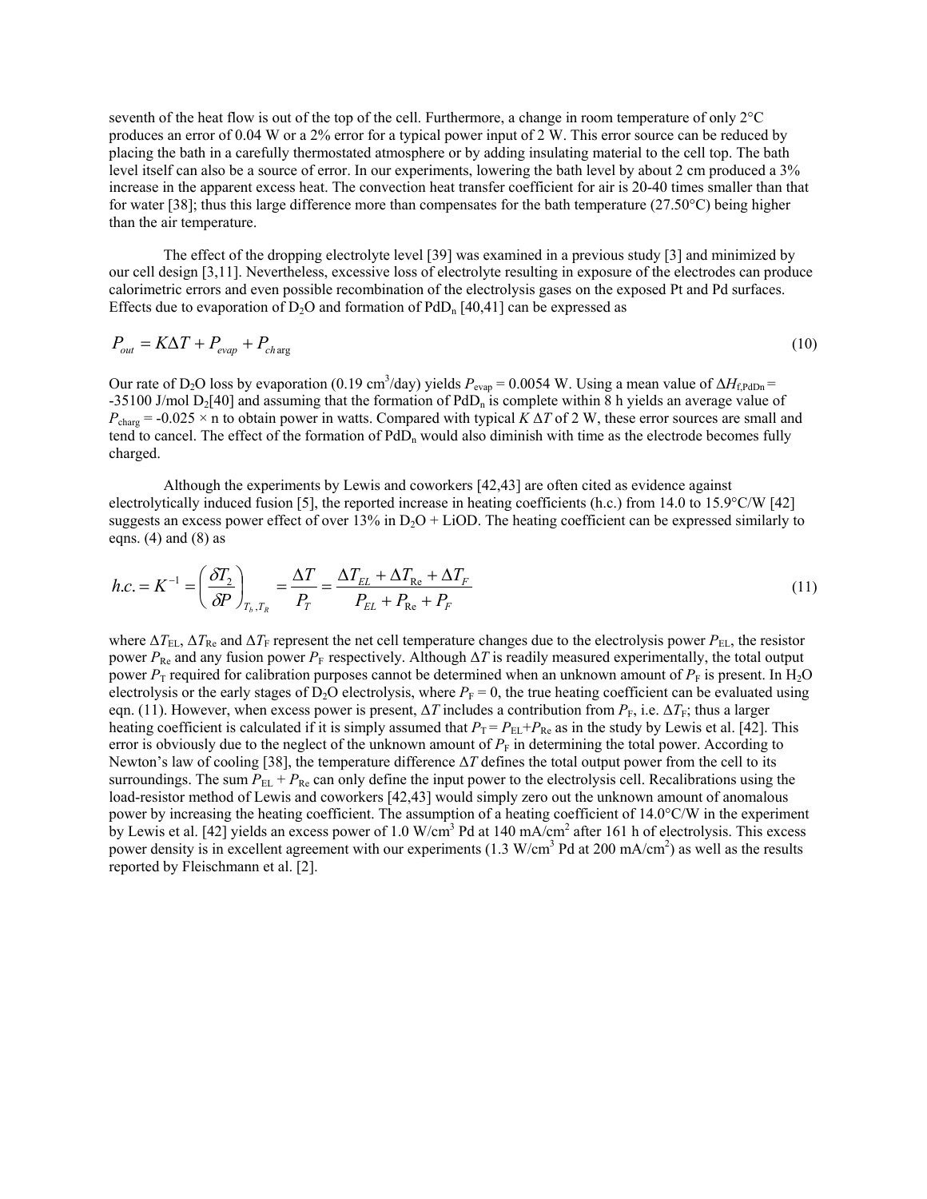seventh of the heat flow is out of the top of the cell. Furthermore, a change in room temperature of only 2°C produces an error of 0.04 W or a 2% error for a typical power input of 2 W. This error source can be reduced by placing the bath in a carefully thermostated atmosphere or by adding insulating material to the cell top. The bath level itself can also be a source of error. In our experiments, lowering the bath level by about 2 cm produced a 3% increase in the apparent excess heat. The convection heat transfer coefficient for air is 20-40 times smaller than that for water [38]; thus this large difference more than compensates for the bath temperature (27.50°C) being higher than the air temperature.

The effect of the dropping electrolyte level [39] was examined in a previous study [3] and minimized by our cell design [3,11]. Nevertheless, excessive loss of electrolyte resulting in exposure of the electrodes can produce calorimetric errors and even possible recombination of the electrolysis gases on the exposed Pt and Pd surfaces. Effects due to evaporation of $D_2O$ and formation of $PdD_n$ [40,41] can be expressed as

$$P_{out} = K\Delta T + P_{evap} + P_{charg} \tag{10}$$

Our rate of $D_2O$ loss by evaporation (0.19 cm$^3$/day) yields $P_{evap} = 0.0054$ W. Using a mean value of $\Delta H_{f,PdDn} = -35100$ J/mol $D_2$[40] and assuming that the formation of $PdD_n$ is complete within 8 h yields an average value of $P_{charg} = -0.025 \times n$ to obtain power in watts. Compared with typical $K\,\Delta T$ of 2 W, these error sources are small and tend to cancel. The effect of the formation of $PdD_n$ would also diminish with time as the electrode becomes fully charged.

Although the experiments by Lewis and coworkers [42,43] are often cited as evidence against electrolytically induced fusion [5], the reported increase in heating coefficients (h.c.) from 14.0 to 15.9°C/W [42] suggests an excess power effect of over 13% in $D_2O$ + LiOD. The heating coefficient can be expressed similarly to eqns. (4) and (8) as

$$h.c. = K^{-1} = \left(\frac{\delta T_2}{\delta P}\right)_{T_b, T_R} = \frac{\Delta T}{P_T} = \frac{\Delta T_{EL} + \Delta T_{Re} + \Delta T_F}{P_{EL} + P_{Re} + P_F} \tag{11}$$

where $\Delta T_{EL}$, $\Delta T_{Re}$ and $\Delta T_F$ represent the net cell temperature changes due to the electrolysis power $P_{EL}$, the resistor power $P_{Re}$ and any fusion power $P_F$ respectively. Although $\Delta T$ is readily measured experimentally, the total output power $P_T$ required for calibration purposes cannot be determined when an unknown amount of $P_F$ is present. In $H_2O$ electrolysis or the early stages of $D_2O$ electrolysis, where $P_F = 0$, the true heating coefficient can be evaluated using eqn. (11). However, when excess power is present, $\Delta T$ includes a contribution from $P_F$, i.e. $\Delta T_F$; thus a larger heating coefficient is calculated if it is simply assumed that $P_T = P_{EL} + P_{Re}$ as in the study by Lewis et al. [42]. This error is obviously due to the neglect of the unknown amount of $P_F$ in determining the total power. According to Newton's law of cooling [38], the temperature difference $\Delta T$ defines the total output power from the cell to its surroundings. The sum $P_{EL} + P_{Re}$ can only define the input power to the electrolysis cell. Recalibrations using the load-resistor method of Lewis and coworkers [42,43] would simply zero out the unknown amount of anomalous power by increasing the heating coefficient. The assumption of a heating coefficient of 14.0°C/W in the experiment by Lewis et al. [42] yields an excess power of 1.0 W/cm$^3$ Pd at 140 mA/cm$^2$ after 161 h of electrolysis. This excess power density is in excellent agreement with our experiments (1.3 W/cm$^3$ Pd at 200 mA/cm$^2$) as well as the results reported by Fleischmann et al. [2].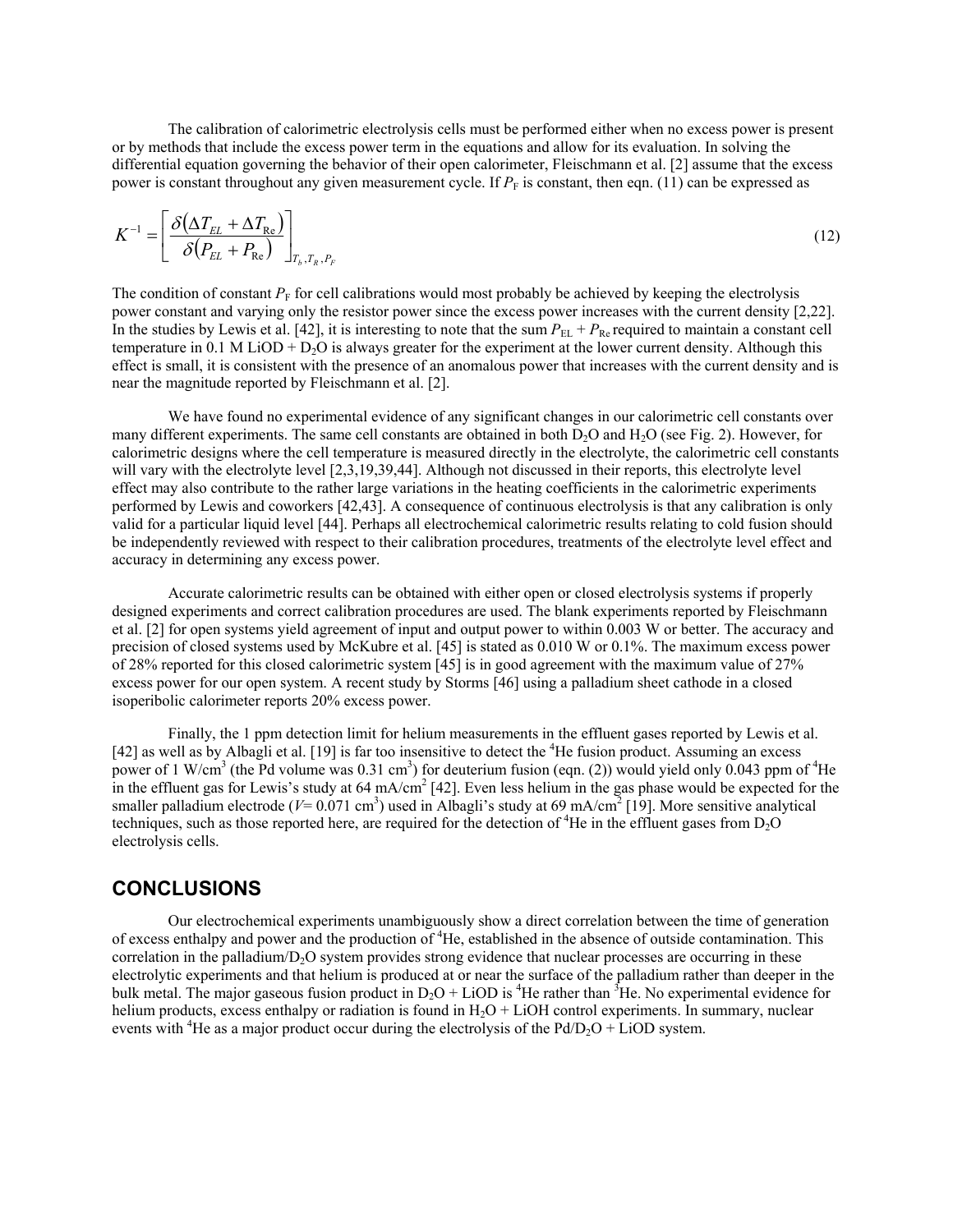The calibration of calorimetric electrolysis cells must be performed either when no excess power is present or by methods that include the excess power term in the equations and allow for its evaluation. In solving the differential equation governing the behavior of their open calorimeter, Fleischmann et al. [2] assume that the excess power is constant throughout any given measurement cycle. If $P_F$ is constant, then eqn. (11) can be expressed as

$$K^{-1} = \left[ \frac{\delta(\Delta T_{EL} + \Delta T_{Re})}{\delta(P_{EL} + P_{Re})} \right]_{T_b, T_R, P_F} \tag{12}$$

The condition of constant $P_F$ for cell calibrations would most probably be achieved by keeping the electrolysis power constant and varying only the resistor power since the excess power increases with the current density [2,22]. In the studies by Lewis et al. [42], it is interesting to note that the sum $P_{EL} + P_{Re}$ required to maintain a constant cell temperature in 0.1 M LiOD + $D_2O$ is always greater for the experiment at the lower current density. Although this effect is small, it is consistent with the presence of an anomalous power that increases with the current density and is near the magnitude reported by Fleischmann et al. [2].

We have found no experimental evidence of any significant changes in our calorimetric cell constants over many different experiments. The same cell constants are obtained in both $D_2O$ and $H_2O$ (see Fig. 2). However, for calorimetric designs where the cell temperature is measured directly in the electrolyte, the calorimetric cell constants will vary with the electrolyte level [2,3,19,39,44]. Although not discussed in their reports, this electrolyte level effect may also contribute to the rather large variations in the heating coefficients in the calorimetric experiments performed by Lewis and coworkers [42,43]. A consequence of continuous electrolysis is that any calibration is only valid for a particular liquid level [44]. Perhaps all electrochemical calorimetric results relating to cold fusion should be independently reviewed with respect to their calibration procedures, treatments of the electrolyte level effect and accuracy in determining any excess power.

Accurate calorimetric results can be obtained with either open or closed electrolysis systems if properly designed experiments and correct calibration procedures are used. The blank experiments reported by Fleischmann et al. [2] for open systems yield agreement of input and output power to within 0.003 W or better. The accuracy and precision of closed systems used by McKubre et al. [45] is stated as 0.010 W or 0.1%. The maximum excess power of 28% reported for this closed calorimetric system [45] is in good agreement with the maximum value of 27% excess power for our open system. A recent study by Storms [46] using a palladium sheet cathode in a closed isoperibolic calorimeter reports 20% excess power.

Finally, the 1 ppm detection limit for helium measurements in the effluent gases reported by Lewis et al. [42] as well as by Albagli et al. [19] is far too insensitive to detect the $^4He$ fusion product. Assuming an excess power of 1 W/cm$^3$ (the Pd volume was 0.31 cm$^3$) for deuterium fusion (eqn. (2)) would yield only 0.043 ppm of $^4He$ in the effluent gas for Lewis's study at 64 mA/cm$^2$ [42]. Even less helium in the gas phase would be expected for the smaller palladium electrode ($V$= 0.071 cm$^3$) used in Albagli's study at 69 mA/cm$^2$ [19]. More sensitive analytical techniques, such as those reported here, are required for the detection of $^4He$ in the effluent gases from $D_2O$ electrolysis cells.

## CONCLUSIONS

Our electrochemical experiments unambiguously show a direct correlation between the time of generation of excess enthalpy and power and the production of $^4He$, established in the absence of outside contamination. This correlation in the palladium/$D_2O$ system provides strong evidence that nuclear processes are occurring in these electrolytic experiments and that helium is produced at or near the surface of the palladium rather than deeper in the bulk metal. The major gaseous fusion product in $D_2O$ + LiOD is $^4He$ rather than $^3He$. No experimental evidence for helium products, excess enthalpy or radiation is found in $H_2O$ + LiOH control experiments. In summary, nuclear events with $^4He$ as a major product occur during the electrolysis of the Pd/$D_2O$ + LiOD system.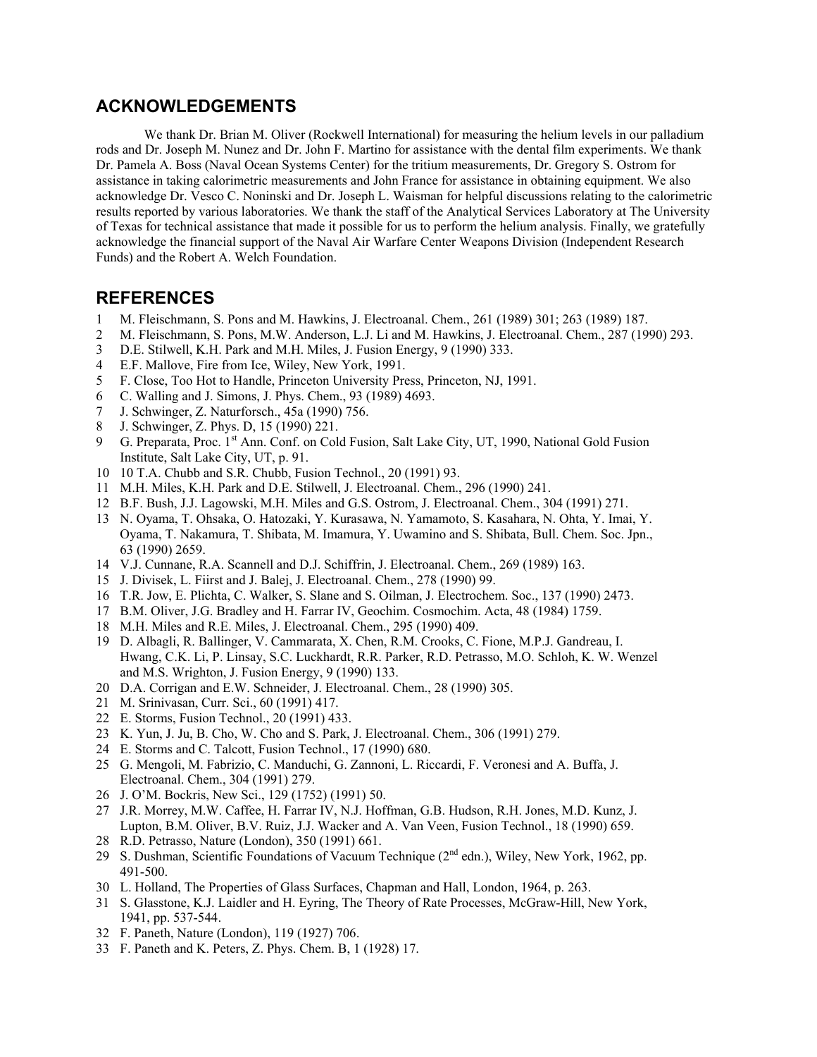## ACKNOWLEDGEMENTS

We thank Dr. Brian M. Oliver (Rockwell International) for measuring the helium levels in our palladium rods and Dr. Joseph M. Nunez and Dr. John F. Martino for assistance with the dental film experiments. We thank Dr. Pamela A. Boss (Naval Ocean Systems Center) for the tritium measurements, Dr. Gregory S. Ostrom for assistance in taking calorimetric measurements and John France for assistance in obtaining equipment. We also acknowledge Dr. Vesco C. Noninski and Dr. Joseph L. Waisman for helpful discussions relating to the calorimetric results reported by various laboratories. We thank the staff of the Analytical Services Laboratory at The University of Texas for technical assistance that made it possible for us to perform the helium analysis. Finally, we gratefully acknowledge the financial support of the Naval Air Warfare Center Weapons Division (Independent Research Funds) and the Robert A. Welch Foundation.

## REFERENCES

1 M. Fleischmann, S. Pons and M. Hawkins, J. Electroanal. Chem., 261 (1989) 301; 263 (1989) 187.
2 M. Fleischmann, S. Pons, M.W. Anderson, L.J. Li and M. Hawkins, J. Electroanal. Chem., 287 (1990) 293.
3 D.E. Stilwell, K.H. Park and M.H. Miles, J. Fusion Energy, 9 (1990) 333.
4 E.F. Mallove, Fire from Ice, Wiley, New York, 1991.
5 F. Close, Too Hot to Handle, Princeton University Press, Princeton, NJ, 1991.
6 C. Walling and J. Simons, J. Phys. Chem., 93 (1989) 4693.
7 J. Schwinger, Z. Naturforsch., 45a (1990) 756.
8 J. Schwinger, Z. Phys. D, 15 (1990) 221.
9 G. Preparata, Proc. 1st Ann. Conf. on Cold Fusion, Salt Lake City, UT, 1990, National Gold Fusion Institute, Salt Lake City, UT, p. 91.
10 10 T.A. Chubb and S.R. Chubb, Fusion Technol., 20 (1991) 93.
11 M.H. Miles, K.H. Park and D.E. Stilwell, J. Electroanal. Chem., 296 (1990) 241.
12 B.F. Bush, J.J. Lagowski, M.H. Miles and G.S. Ostrom, J. Electroanal. Chem., 304 (1991) 271.
13 N. Oyama, T. Ohsaka, O. Hatozaki, Y. Kurasawa, N. Yamamoto, S. Kasahara, N. Ohta, Y. Imai, Y. Oyama, T. Nakamura, T. Shibata, M. Imamura, Y. Uwamino and S. Shibata, Bull. Chem. Soc. Jpn., 63 (1990) 2659.
14 V.J. Cunnane, R.A. Scannell and D.J. Schiffrin, J. Electroanal. Chem., 269 (1989) 163.
15 J. Divisek, L. Fiirst and J. Balej, J. Electroanal. Chem., 278 (1990) 99.
16 T.R. Jow, E. Plichta, C. Walker, S. Slane and S. Oilman, J. Electrochem. Soc., 137 (1990) 2473.
17 B.M. Oliver, J.G. Bradley and H. Farrar IV, Geochim. Cosmochim. Acta, 48 (1984) 1759.
18 M.H. Miles and R.E. Miles, J. Electroanal. Chem., 295 (1990) 409.
19 D. Albagli, R. Ballinger, V. Cammarata, X. Chen, R.M. Crooks, C. Fione, M.P.J. Gandreau, I. Hwang, C.K. Li, P. Linsay, S.C. Luckhardt, R.R. Parker, R.D. Petrasso, M.O. Schloh, K. W. Wenzel and M.S. Wrighton, J. Fusion Energy, 9 (1990) 133.
20 D.A. Corrigan and E.W. Schneider, J. Electroanal. Chem., 28 (1990) 305.
21 M. Srinivasan, Curr. Sci., 60 (1991) 417.
22 E. Storms, Fusion Technol., 20 (1991) 433.
23 K. Yun, J. Ju, B. Cho, W. Cho and S. Park, J. Electroanal. Chem., 306 (1991) 279.
24 E. Storms and C. Talcott, Fusion Technol., 17 (1990) 680.
25 G. Mengoli, M. Fabrizio, C. Manduchi, G. Zannoni, L. Riccardi, F. Veronesi and A. Buffa, J. Electroanal. Chem., 304 (1991) 279.
26 J. O'M. Bockris, New Sci., 129 (1752) (1991) 50.
27 J.R. Morrey, M.W. Caffee, H. Farrar IV, N.J. Hoffman, G.B. Hudson, R.H. Jones, M.D. Kunz, J. Lupton, B.M. Oliver, B.V. Ruiz, J.J. Wacker and A. Van Veen, Fusion Technol., 18 (1990) 659.
28 R.D. Petrasso, Nature (London), 350 (1991) 661.
29 S. Dushman, Scientific Foundations of Vacuum Technique (2nd edn.), Wiley, New York, 1962, pp. 491-500.
30 L. Holland, The Properties of Glass Surfaces, Chapman and Hall, London, 1964, p. 263.
31 S. Glasstone, K.J. Laidler and H. Eyring, The Theory of Rate Processes, McGraw-Hill, New York, 1941, pp. 537-544.
32 F. Paneth, Nature (London), 119 (1927) 706.
33 F. Paneth and K. Peters, Z. Phys. Chem. B, 1 (1928) 17.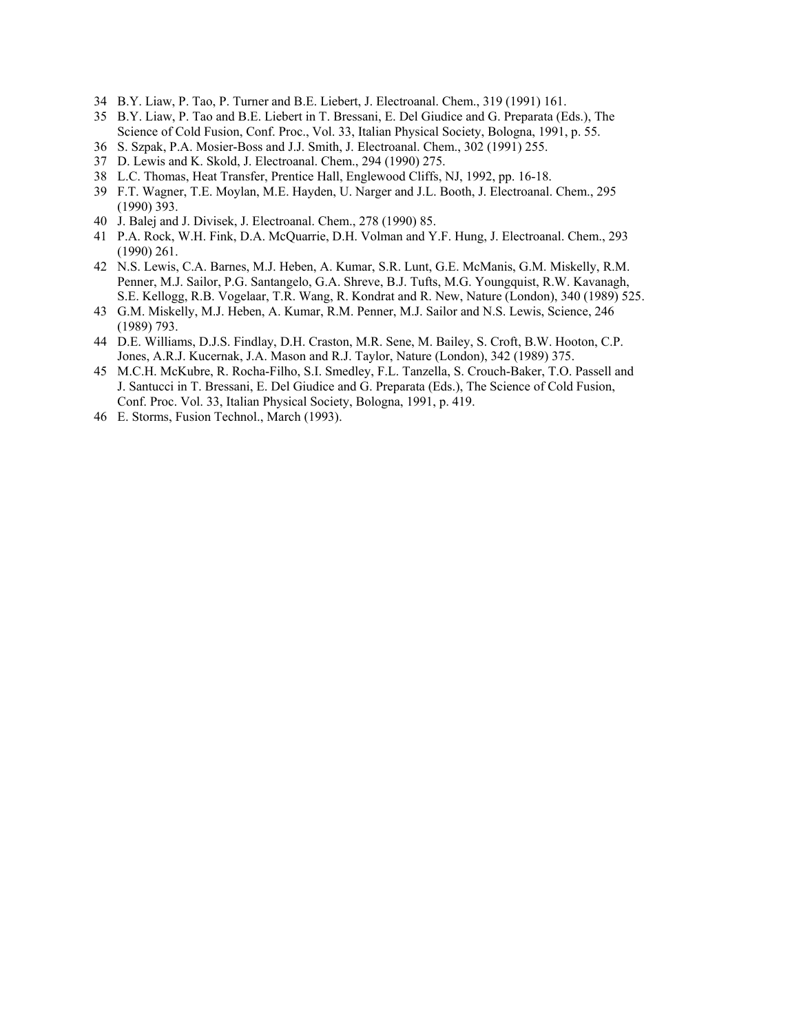34 B.Y. Liaw, P. Tao, P. Turner and B.E. Liebert, J. Electroanal. Chem., 319 (1991) 161.

35 B.Y. Liaw, P. Tao and B.E. Liebert in T. Bressani, E. Del Giudice and G. Preparata (Eds.), The Science of Cold Fusion, Conf. Proc., Vol. 33, Italian Physical Society, Bologna, 1991, p. 55.

36 S. Szpak, P.A. Mosier-Boss and J.J. Smith, J. Electroanal. Chem., 302 (1991) 255.

37 D. Lewis and K. Skold, J. Electroanal. Chem., 294 (1990) 275.

38 L.C. Thomas, Heat Transfer, Prentice Hall, Englewood Cliffs, NJ, 1992, pp. 16-18.

39 F.T. Wagner, T.E. Moylan, M.E. Hayden, U. Narger and J.L. Booth, J. Electroanal. Chem., 295 (1990) 393.

40 J. Balej and J. Divisek, J. Electroanal. Chem., 278 (1990) 85.

41 P.A. Rock, W.H. Fink, D.A. McQuarrie, D.H. Volman and Y.F. Hung, J. Electroanal. Chem., 293 (1990) 261.

42 N.S. Lewis, C.A. Barnes, M.J. Heben, A. Kumar, S.R. Lunt, G.E. McManis, G.M. Miskelly, R.M. Penner, M.J. Sailor, P.G. Santangelo, G.A. Shreve, B.J. Tufts, M.G. Youngquist, R.W. Kavanagh, S.E. Kellogg, R.B. Vogelaar, T.R. Wang, R. Kondrat and R. New, Nature (London), 340 (1989) 525.

43 G.M. Miskelly, M.J. Heben, A. Kumar, R.M. Penner, M.J. Sailor and N.S. Lewis, Science, 246 (1989) 793.

44 D.E. Williams, D.J.S. Findlay, D.H. Craston, M.R. Sene, M. Bailey, S. Croft, B.W. Hooton, C.P. Jones, A.R.J. Kucernak, J.A. Mason and R.J. Taylor, Nature (London), 342 (1989) 375.

45 M.C.H. McKubre, R. Rocha-Filho, S.I. Smedley, F.L. Tanzella, S. Crouch-Baker, T.O. Passell and J. Santucci in T. Bressani, E. Del Giudice and G. Preparata (Eds.), The Science of Cold Fusion, Conf. Proc. Vol. 33, Italian Physical Society, Bologna, 1991, p. 419.

46 E. Storms, Fusion Technol., March (1993).